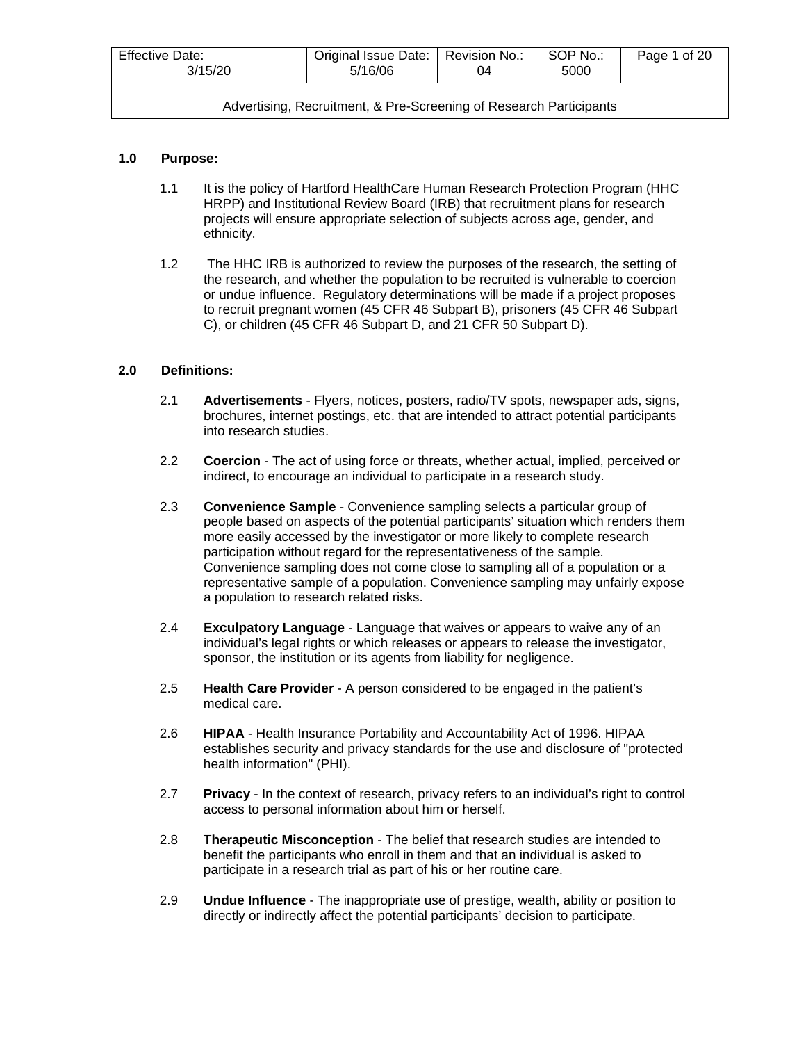| Effective Date: 3/15/20 | Original Issue Date: 5/16/06 | Revision No.: 04 | SOP No.: 5000 |
|---|---|---|---|

Advertising, Recruitment, & Pre-Screening of Research Participants

## 1.0 Purpose:

1.1 It is the policy of Hartford HealthCare Human Research Protection Program (HHC HRPP) and Institutional Review Board (IRB) that recruitment plans for research projects will ensure appropriate selection of subjects across age, gender, and ethnicity.

1.2 The HHC IRB is authorized to review the purposes of the research, the setting of the research, and whether the population to be recruited is vulnerable to coercion or undue influence. Regulatory determinations will be made if a project proposes to recruit pregnant women (45 CFR 46 Subpart B), prisoners (45 CFR 46 Subpart C), or children (45 CFR 46 Subpart D, and 21 CFR 50 Subpart D).

## 2.0 Definitions:

2.1 **Advertisements** - Flyers, notices, posters, radio/TV spots, newspaper ads, signs, brochures, internet postings, etc. that are intended to attract potential participants into research studies.

2.2 **Coercion** - The act of using force or threats, whether actual, implied, perceived or indirect, to encourage an individual to participate in a research study.

2.3 **Convenience Sample** - Convenience sampling selects a particular group of people based on aspects of the potential participants' situation which renders them more easily accessed by the investigator or more likely to complete research participation without regard for the representativeness of the sample. Convenience sampling does not come close to sampling all of a population or a representative sample of a population. Convenience sampling may unfairly expose a population to research related risks.

2.4 **Exculpatory Language** - Language that waives or appears to waive any of an individual's legal rights or which releases or appears to release the investigator, sponsor, the institution or its agents from liability for negligence.

2.5 **Health Care Provider** - A person considered to be engaged in the patient's medical care.

2.6 **HIPAA** - Health Insurance Portability and Accountability Act of 1996. HIPAA establishes security and privacy standards for the use and disclosure of "protected health information" (PHI).

2.7 **Privacy** - In the context of research, privacy refers to an individual's right to control access to personal information about him or herself.

2.8 **Therapeutic Misconception** - The belief that research studies are intended to benefit the participants who enroll in them and that an individual is asked to participate in a research trial as part of his or her routine care.

2.9 **Undue Influence** - The inappropriate use of prestige, wealth, ability or position to directly or indirectly affect the potential participants' decision to participate.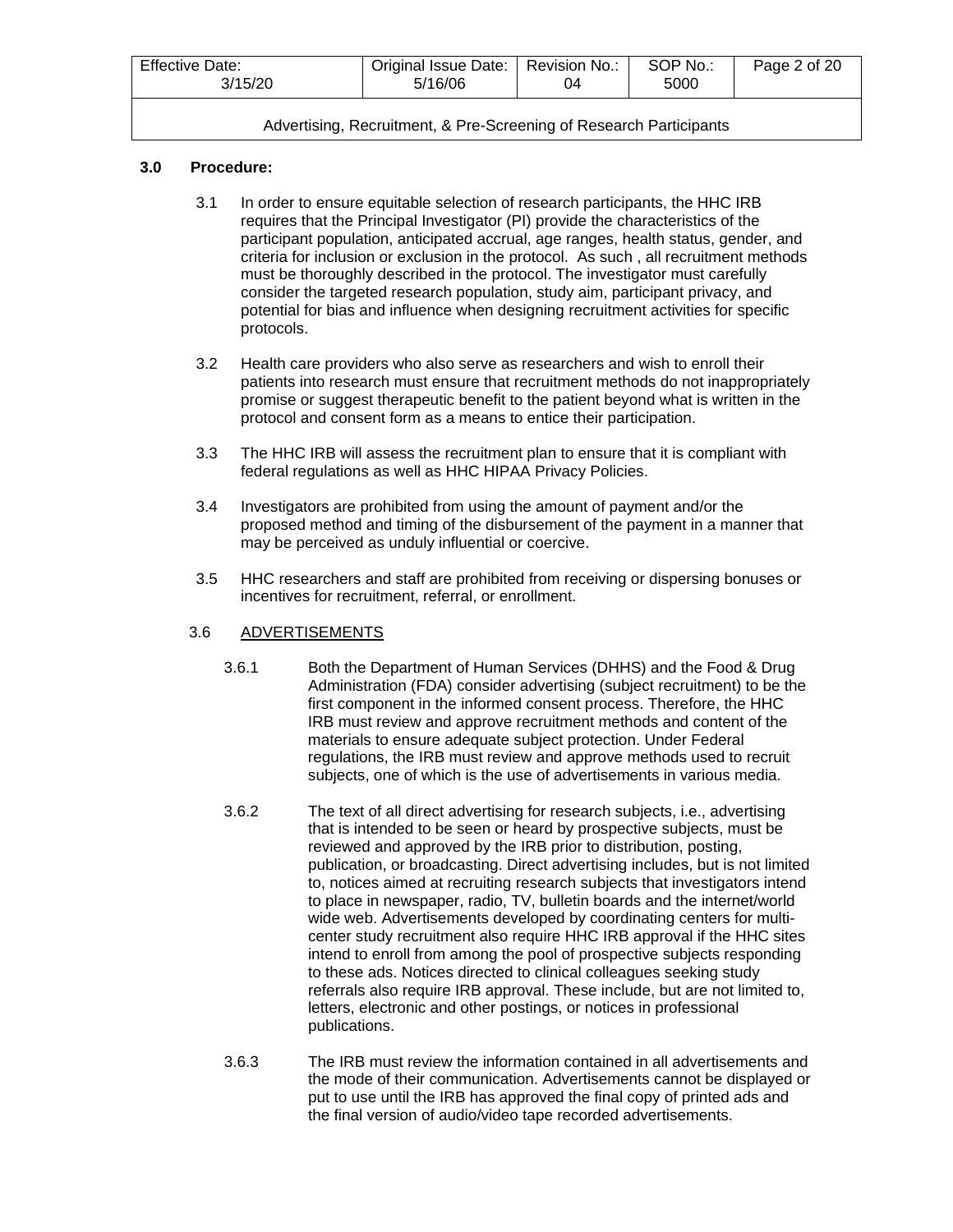## 3.0 Procedure:

3.1 In order to ensure equitable selection of research participants, the HHC IRB requires that the Principal Investigator (PI) provide the characteristics of the participant population, anticipated accrual, age ranges, health status, gender, and criteria for inclusion or exclusion in the protocol. As such , all recruitment methods must be thoroughly described in the protocol. The investigator must carefully consider the targeted research population, study aim, participant privacy, and potential for bias and influence when designing recruitment activities for specific protocols.

3.2 Health care providers who also serve as researchers and wish to enroll their patients into research must ensure that recruitment methods do not inappropriately promise or suggest therapeutic benefit to the patient beyond what is written in the protocol and consent form as a means to entice their participation.

3.3 The HHC IRB will assess the recruitment plan to ensure that it is compliant with federal regulations as well as HHC HIPAA Privacy Policies.

3.4 Investigators are prohibited from using the amount of payment and/or the proposed method and timing of the disbursement of the payment in a manner that may be perceived as unduly influential or coercive.

3.5 HHC researchers and staff are prohibited from receiving or dispersing bonuses or incentives for recruitment, referral, or enrollment.

3.6 ADVERTISEMENTS

3.6.1 Both the Department of Human Services (DHHS) and the Food & Drug Administration (FDA) consider advertising (subject recruitment) to be the first component in the informed consent process. Therefore, the HHC IRB must review and approve recruitment methods and content of the materials to ensure adequate subject protection. Under Federal regulations, the IRB must review and approve methods used to recruit subjects, one of which is the use of advertisements in various media.

3.6.2 The text of all direct advertising for research subjects, i.e., advertising that is intended to be seen or heard by prospective subjects, must be reviewed and approved by the IRB prior to distribution, posting, publication, or broadcasting. Direct advertising includes, but is not limited to, notices aimed at recruiting research subjects that investigators intend to place in newspaper, radio, TV, bulletin boards and the internet/world wide web. Advertisements developed by coordinating centers for multi-center study recruitment also require HHC IRB approval if the HHC sites intend to enroll from among the pool of prospective subjects responding to these ads. Notices directed to clinical colleagues seeking study referrals also require IRB approval. These include, but are not limited to, letters, electronic and other postings, or notices in professional publications.

3.6.3 The IRB must review the information contained in all advertisements and the mode of their communication. Advertisements cannot be displayed or put to use until the IRB has approved the final copy of printed ads and the final version of audio/video tape recorded advertisements.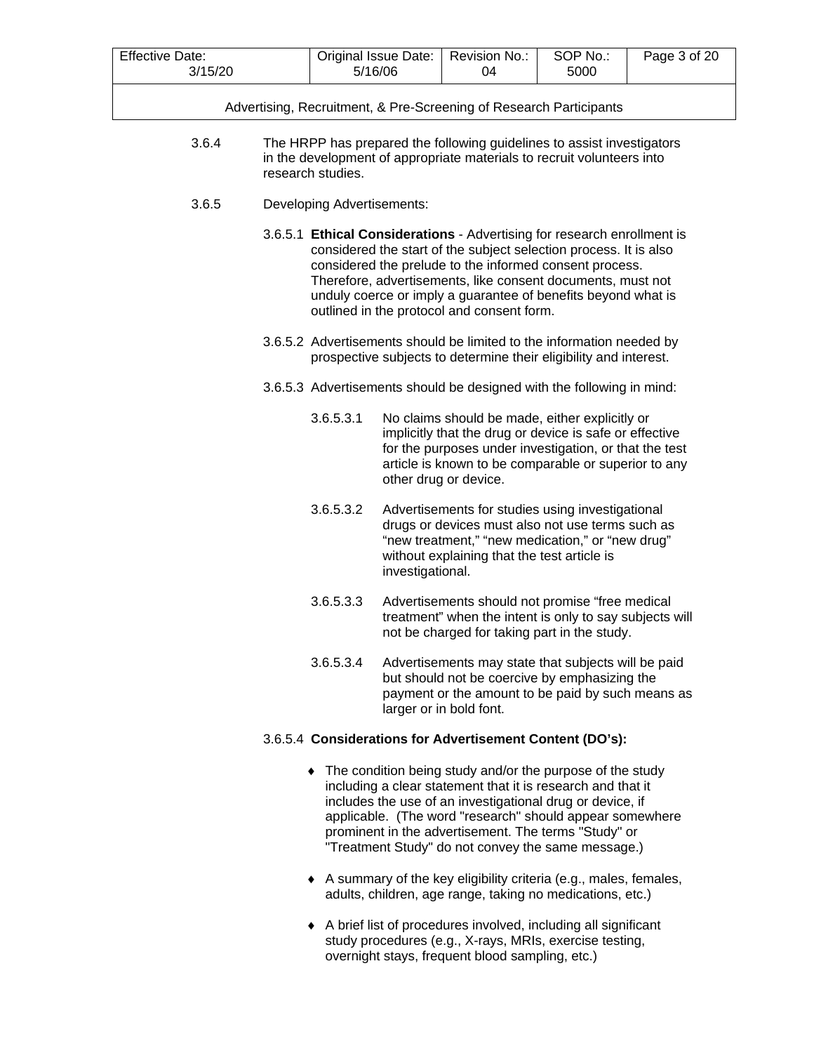3.6.4 The HRPP has prepared the following guidelines to assist investigators in the development of appropriate materials to recruit volunteers into research studies.

3.6.5 Developing Advertisements:

3.6.5.1 **Ethical Considerations** - Advertising for research enrollment is considered the start of the subject selection process. It is also considered the prelude to the informed consent process. Therefore, advertisements, like consent documents, must not unduly coerce or imply a guarantee of benefits beyond what is outlined in the protocol and consent form.

3.6.5.2 Advertisements should be limited to the information needed by prospective subjects to determine their eligibility and interest.

3.6.5.3 Advertisements should be designed with the following in mind:

3.6.5.3.1 No claims should be made, either explicitly or implicitly that the drug or device is safe or effective for the purposes under investigation, or that the test article is known to be comparable or superior to any other drug or device.

3.6.5.3.2 Advertisements for studies using investigational drugs or devices must also not use terms such as "new treatment," "new medication," or "new drug" without explaining that the test article is investigational.

3.6.5.3.3 Advertisements should not promise "free medical treatment" when the intent is only to say subjects will not be charged for taking part in the study.

3.6.5.3.4 Advertisements may state that subjects will be paid but should not be coercive by emphasizing the payment or the amount to be paid by such means as larger or in bold font.

3.6.5.4 **Considerations for Advertisement Content (DO's):**

- The condition being study and/or the purpose of the study including a clear statement that it is research and that it includes the use of an investigational drug or device, if applicable. (The word "research" should appear somewhere prominent in the advertisement. The terms "Study" or "Treatment Study" do not convey the same message.)
- A summary of the key eligibility criteria (e.g., males, females, adults, children, age range, taking no medications, etc.)
- A brief list of procedures involved, including all significant study procedures (e.g., X-rays, MRIs, exercise testing, overnight stays, frequent blood sampling, etc.)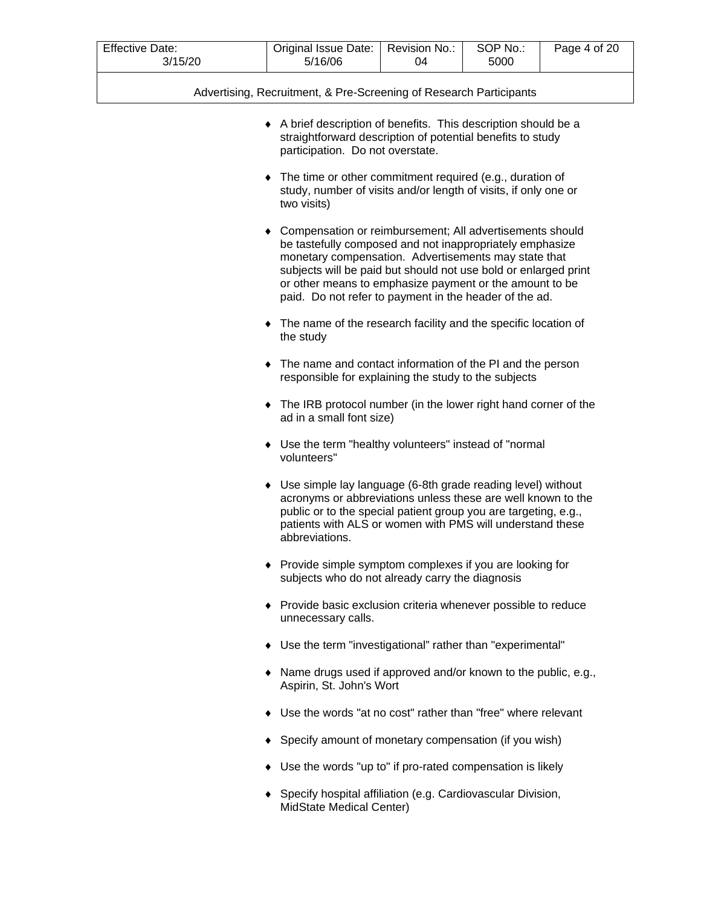- A brief description of benefits. This description should be a straightforward description of potential benefits to study participation. Do not overstate.

- The time or other commitment required (e.g., duration of study, number of visits and/or length of visits, if only one or two visits)

- Compensation or reimbursement; All advertisements should be tastefully composed and not inappropriately emphasize monetary compensation. Advertisements may state that subjects will be paid but should not use bold or enlarged print or other means to emphasize payment or the amount to be paid. Do not refer to payment in the header of the ad.

- The name of the research facility and the specific location of the study

- The name and contact information of the PI and the person responsible for explaining the study to the subjects

- The IRB protocol number (in the lower right hand corner of the ad in a small font size)

- Use the term "healthy volunteers" instead of "normal volunteers"

- Use simple lay language (6-8th grade reading level) without acronyms or abbreviations unless these are well known to the public or to the special patient group you are targeting, e.g., patients with ALS or women with PMS will understand these abbreviations.

- Provide simple symptom complexes if you are looking for subjects who do not already carry the diagnosis

- Provide basic exclusion criteria whenever possible to reduce unnecessary calls.

- Use the term "investigational" rather than "experimental"

- Name drugs used if approved and/or known to the public, e.g., Aspirin, St. John's Wort

- Use the words "at no cost" rather than "free" where relevant

- Specify amount of monetary compensation (if you wish)

- Use the words "up to" if pro-rated compensation is likely

- Specify hospital affiliation (e.g. Cardiovascular Division, MidState Medical Center)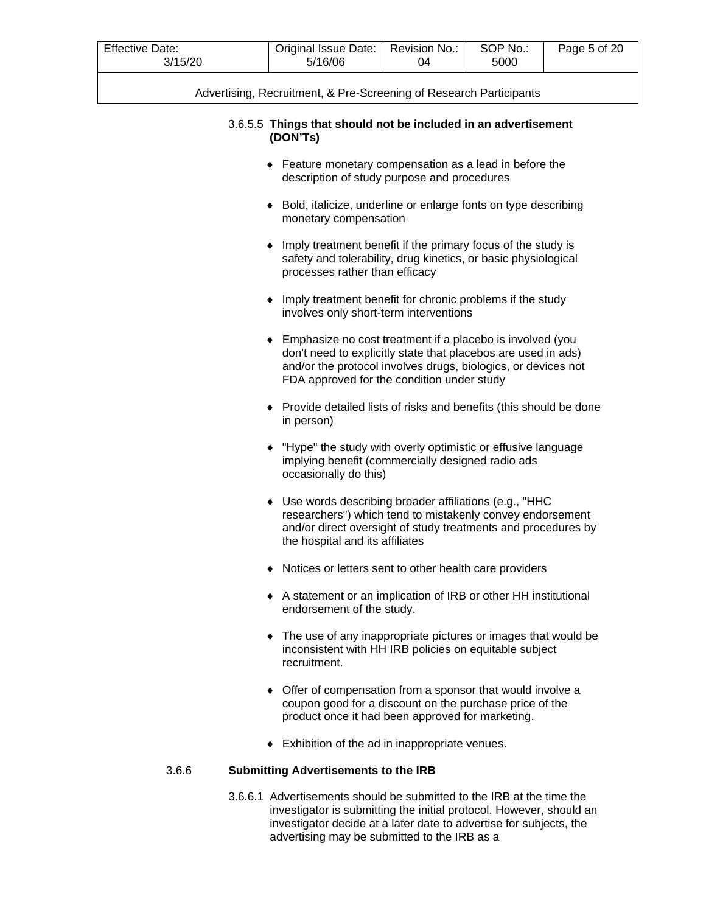3.6.5.5 **Things that should not be included in an advertisement (DON'Ts)**

- Feature monetary compensation as a lead in before the description of study purpose and procedures
- Bold, italicize, underline or enlarge fonts on type describing monetary compensation
- Imply treatment benefit if the primary focus of the study is safety and tolerability, drug kinetics, or basic physiological processes rather than efficacy
- Imply treatment benefit for chronic problems if the study involves only short-term interventions
- Emphasize no cost treatment if a placebo is involved (you don't need to explicitly state that placebos are used in ads) and/or the protocol involves drugs, biologics, or devices not FDA approved for the condition under study
- Provide detailed lists of risks and benefits (this should be done in person)
- "Hype" the study with overly optimistic or effusive language implying benefit (commercially designed radio ads occasionally do this)
- Use words describing broader affiliations (e.g., "HHC researchers") which tend to mistakenly convey endorsement and/or direct oversight of study treatments and procedures by the hospital and its affiliates
- Notices or letters sent to other health care providers
- A statement or an implication of IRB or other HH institutional endorsement of the study.
- The use of any inappropriate pictures or images that would be inconsistent with HH IRB policies on equitable subject recruitment.
- Offer of compensation from a sponsor that would involve a coupon good for a discount on the purchase price of the product once it had been approved for marketing.
- Exhibition of the ad in inappropriate venues.

### 3.6.6 Submitting Advertisements to the IRB

3.6.6.1 Advertisements should be submitted to the IRB at the time the investigator is submitting the initial protocol. However, should an investigator decide at a later date to advertise for subjects, the advertising may be submitted to the IRB as a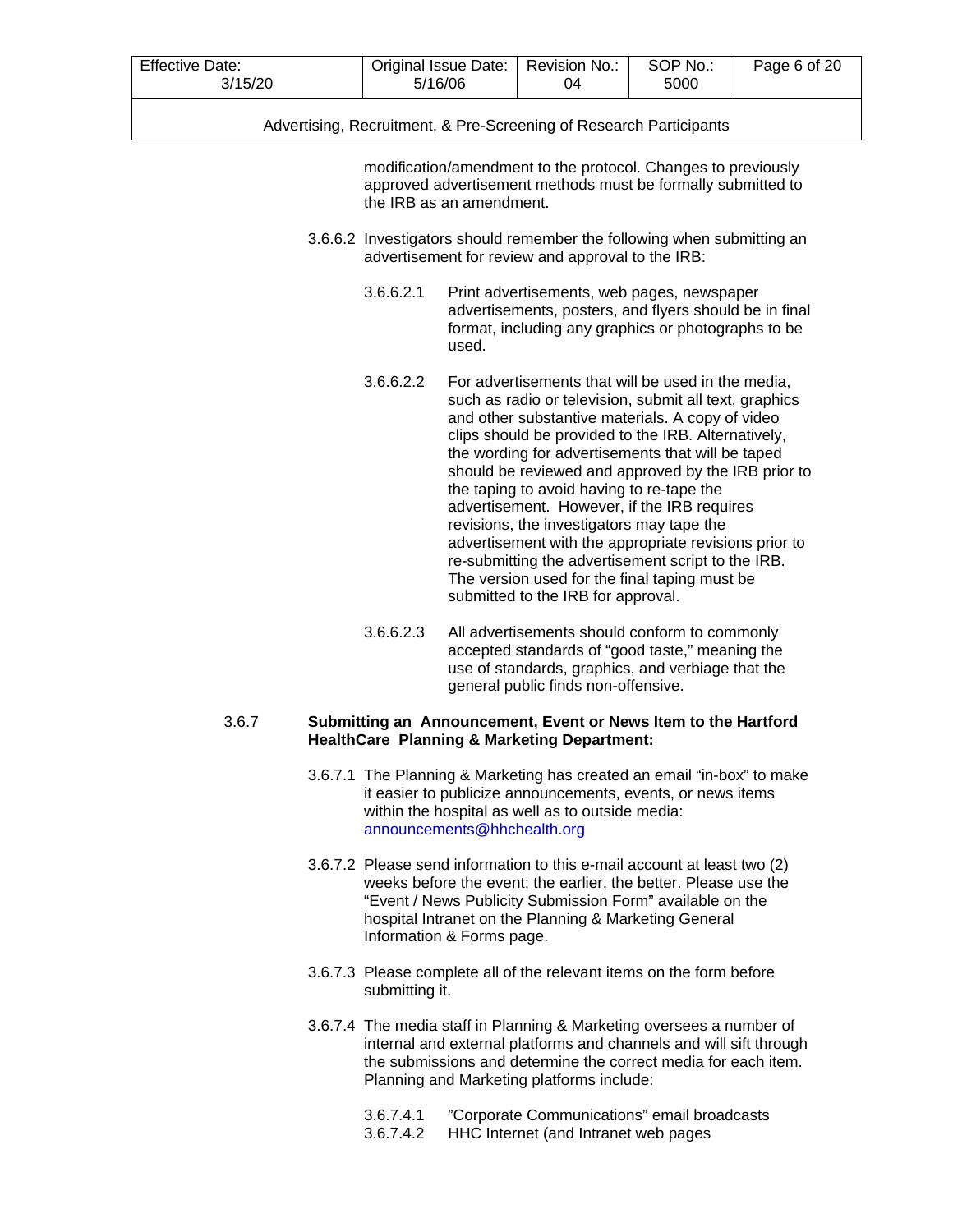modification/amendment to the protocol. Changes to previously approved advertisement methods must be formally submitted to the IRB as an amendment.

3.6.6.2 Investigators should remember the following when submitting an advertisement for review and approval to the IRB:

3.6.6.2.1 Print advertisements, web pages, newspaper advertisements, posters, and flyers should be in final format, including any graphics or photographs to be used.

3.6.6.2.2 For advertisements that will be used in the media, such as radio or television, submit all text, graphics and other substantive materials. A copy of video clips should be provided to the IRB. Alternatively, the wording for advertisements that will be taped should be reviewed and approved by the IRB prior to the taping to avoid having to re-tape the advertisement. However, if the IRB requires revisions, the investigators may tape the advertisement with the appropriate revisions prior to re-submitting the advertisement script to the IRB. The version used for the final taping must be submitted to the IRB for approval.

3.6.6.2.3 All advertisements should conform to commonly accepted standards of "good taste," meaning the use of standards, graphics, and verbiage that the general public finds non-offensive.

3.6.7 **Submitting an Announcement, Event or News Item to the Hartford HealthCare Planning & Marketing Department:**

3.6.7.1 The Planning & Marketing has created an email "in-box" to make it easier to publicize announcements, events, or news items within the hospital as well as to outside media: announcements@hhchealth.org

3.6.7.2 Please send information to this e-mail account at least two (2) weeks before the event; the earlier, the better. Please use the "Event / News Publicity Submission Form" available on the hospital Intranet on the Planning & Marketing General Information & Forms page.

3.6.7.3 Please complete all of the relevant items on the form before submitting it.

3.6.7.4 The media staff in Planning & Marketing oversees a number of internal and external platforms and channels and will sift through the submissions and determine the correct media for each item. Planning and Marketing platforms include:

3.6.7.4.1 "Corporate Communications" email broadcasts

3.6.7.4.2 HHC Internet (and Intranet web pages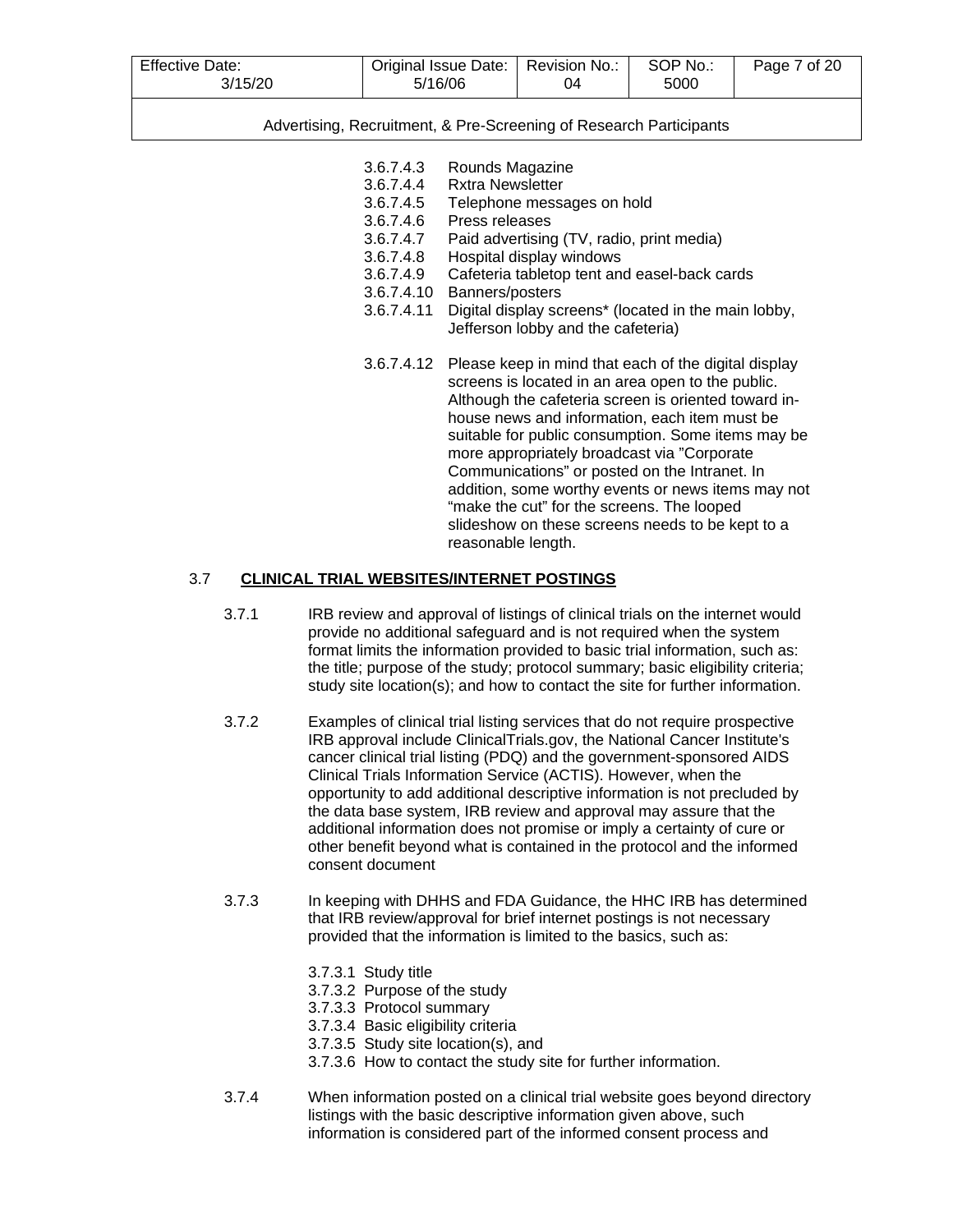3.6.7.4.3 Rounds Magazine

3.6.7.4.4 Rxtra Newsletter

3.6.7.4.5 Telephone messages on hold

3.6.7.4.6 Press releases

3.6.7.4.7 Paid advertising (TV, radio, print media)

3.6.7.4.8 Hospital display windows

3.6.7.4.9 Cafeteria tabletop tent and easel-back cards

3.6.7.4.10 Banners/posters

3.6.7.4.11 Digital display screens* (located in the main lobby, Jefferson lobby and the cafeteria)

3.6.7.4.12 Please keep in mind that each of the digital display screens is located in an area open to the public. Although the cafeteria screen is oriented toward in-house news and information, each item must be suitable for public consumption. Some items may be more appropriately broadcast via "Corporate Communications" or posted on the Intranet. In addition, some worthy events or news items may not "make the cut" for the screens. The looped slideshow on these screens needs to be kept to a reasonable length.

## 3.7 <u>CLINICAL TRIAL WEBSITES/INTERNET POSTINGS</u>

3.7.1 IRB review and approval of listings of clinical trials on the internet would provide no additional safeguard and is not required when the system format limits the information provided to basic trial information, such as: the title; purpose of the study; protocol summary; basic eligibility criteria; study site location(s); and how to contact the site for further information.

3.7.2 Examples of clinical trial listing services that do not require prospective IRB approval include ClinicalTrials.gov, the National Cancer Institute's cancer clinical trial listing (PDQ) and the government-sponsored AIDS Clinical Trials Information Service (ACTIS). However, when the opportunity to add additional descriptive information is not precluded by the data base system, IRB review and approval may assure that the additional information does not promise or imply a certainty of cure or other benefit beyond what is contained in the protocol and the informed consent document

3.7.3 In keeping with DHHS and FDA Guidance, the HHC IRB has determined that IRB review/approval for brief internet postings is not necessary provided that the information is limited to the basics, such as:

3.7.3.1 Study title

3.7.3.2 Purpose of the study

3.7.3.3 Protocol summary

3.7.3.4 Basic eligibility criteria

3.7.3.5 Study site location(s), and

3.7.3.6 How to contact the study site for further information.

3.7.4 When information posted on a clinical trial website goes beyond directory listings with the basic descriptive information given above, such information is considered part of the informed consent process and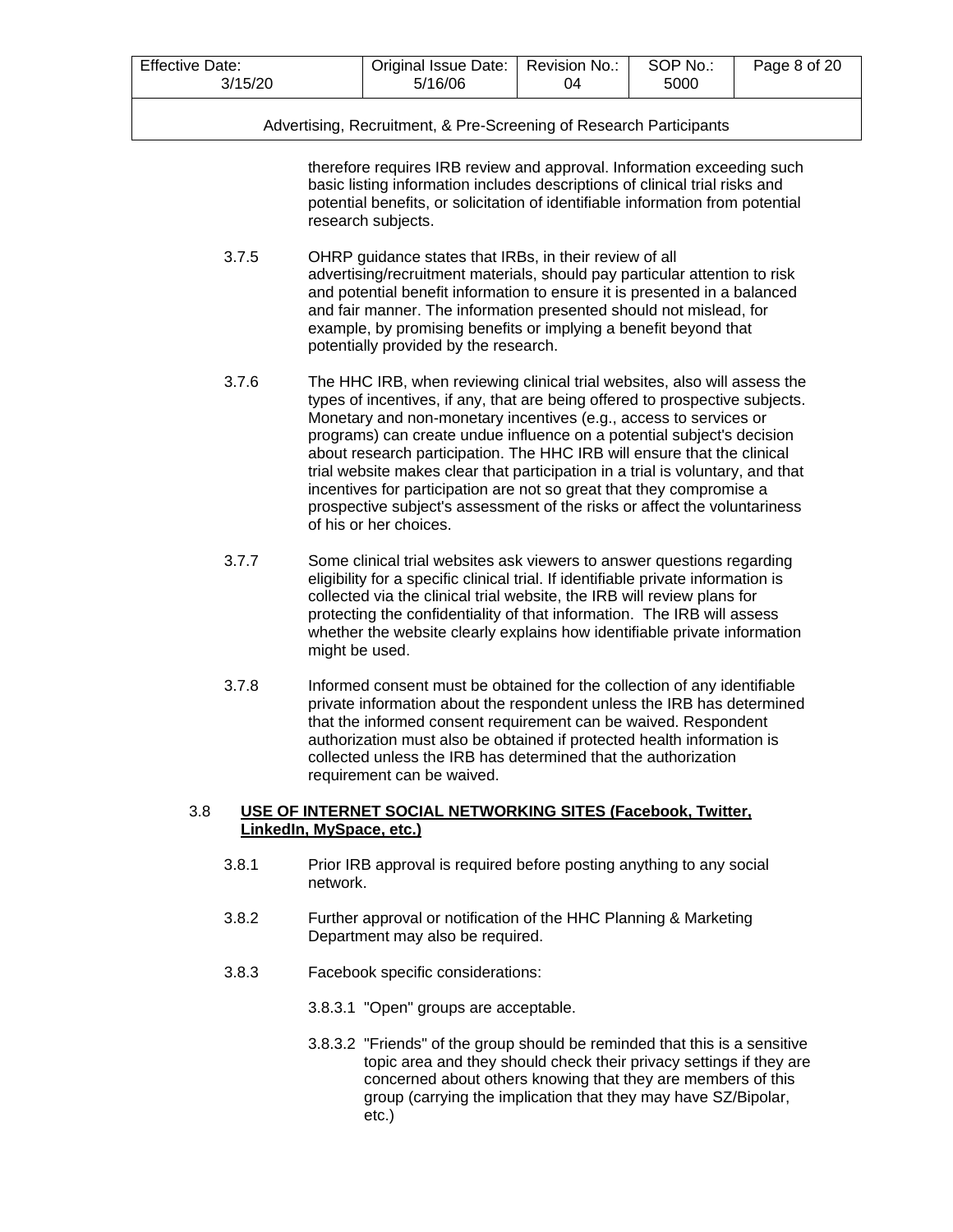therefore requires IRB review and approval. Information exceeding such basic listing information includes descriptions of clinical trial risks and potential benefits, or solicitation of identifiable information from potential research subjects.

3.7.5 OHRP guidance states that IRBs, in their review of all advertising/recruitment materials, should pay particular attention to risk and potential benefit information to ensure it is presented in a balanced and fair manner. The information presented should not mislead, for example, by promising benefits or implying a benefit beyond that potentially provided by the research.

3.7.6 The HHC IRB, when reviewing clinical trial websites, also will assess the types of incentives, if any, that are being offered to prospective subjects. Monetary and non-monetary incentives (e.g., access to services or programs) can create undue influence on a potential subject's decision about research participation. The HHC IRB will ensure that the clinical trial website makes clear that participation in a trial is voluntary, and that incentives for participation are not so great that they compromise a prospective subject's assessment of the risks or affect the voluntariness of his or her choices.

3.7.7 Some clinical trial websites ask viewers to answer questions regarding eligibility for a specific clinical trial. If identifiable private information is collected via the clinical trial website, the IRB will review plans for protecting the confidentiality of that information. The IRB will assess whether the website clearly explains how identifiable private information might be used.

3.7.8 Informed consent must be obtained for the collection of any identifiable private information about the respondent unless the IRB has determined that the informed consent requirement can be waived. Respondent authorization must also be obtained if protected health information is collected unless the IRB has determined that the authorization requirement can be waived.

## 3.8 USE OF INTERNET SOCIAL NETWORKING SITES (Facebook, Twitter, LinkedIn, MySpace, etc.)

3.8.1 Prior IRB approval is required before posting anything to any social network.

3.8.2 Further approval or notification of the HHC Planning & Marketing Department may also be required.

3.8.3 Facebook specific considerations:

3.8.3.1 "Open" groups are acceptable.

3.8.3.2 "Friends" of the group should be reminded that this is a sensitive topic area and they should check their privacy settings if they are concerned about others knowing that they are members of this group (carrying the implication that they may have SZ/Bipolar, etc.)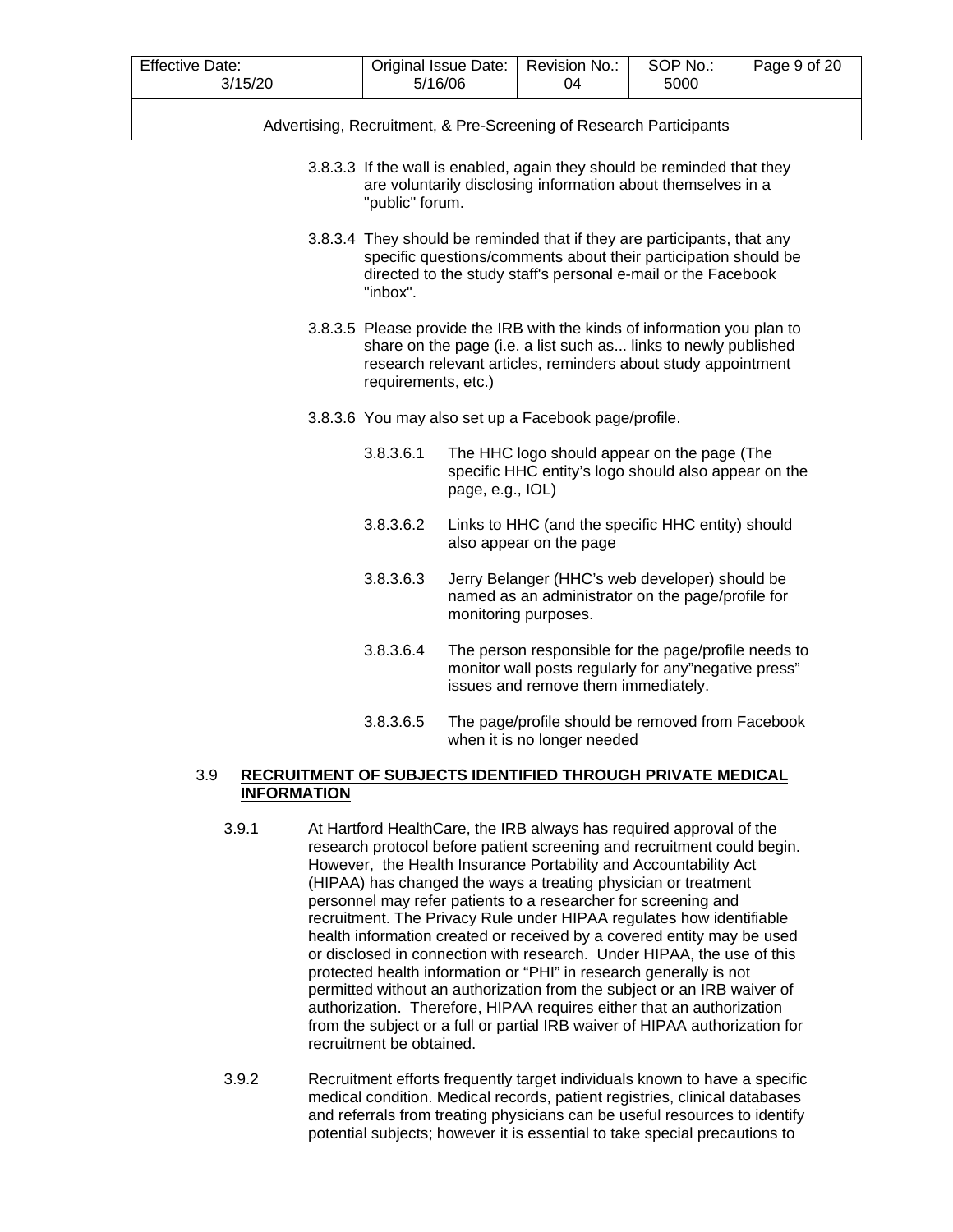3.8.3.3 If the wall is enabled, again they should be reminded that they are voluntarily disclosing information about themselves in a "public" forum.

3.8.3.4 They should be reminded that if they are participants, that any specific questions/comments about their participation should be directed to the study staff's personal e-mail or the Facebook "inbox".

3.8.3.5 Please provide the IRB with the kinds of information you plan to share on the page (i.e. a list such as... links to newly published research relevant articles, reminders about study appointment requirements, etc.)

3.8.3.6 You may also set up a Facebook page/profile.

3.8.3.6.1 The HHC logo should appear on the page (The specific HHC entity's logo should also appear on the page, e.g., IOL)

3.8.3.6.2 Links to HHC (and the specific HHC entity) should also appear on the page

3.8.3.6.3 Jerry Belanger (HHC's web developer) should be named as an administrator on the page/profile for monitoring purposes.

3.8.3.6.4 The person responsible for the page/profile needs to monitor wall posts regularly for any"negative press" issues and remove them immediately.

3.8.3.6.5 The page/profile should be removed from Facebook when it is no longer needed

## 3.9 <u>RECRUITMENT OF SUBJECTS IDENTIFIED THROUGH PRIVATE MEDICAL INFORMATION</u>

3.9.1 At Hartford HealthCare, the IRB always has required approval of the research protocol before patient screening and recruitment could begin. However, the Health Insurance Portability and Accountability Act (HIPAA) has changed the ways a treating physician or treatment personnel may refer patients to a researcher for screening and recruitment. The Privacy Rule under HIPAA regulates how identifiable health information created or received by a covered entity may be used or disclosed in connection with research. Under HIPAA, the use of this protected health information or "PHI" in research generally is not permitted without an authorization from the subject or an IRB waiver of authorization. Therefore, HIPAA requires either that an authorization from the subject or a full or partial IRB waiver of HIPAA authorization for recruitment be obtained.

3.9.2 Recruitment efforts frequently target individuals known to have a specific medical condition. Medical records, patient registries, clinical databases and referrals from treating physicians can be useful resources to identify potential subjects; however it is essential to take special precautions to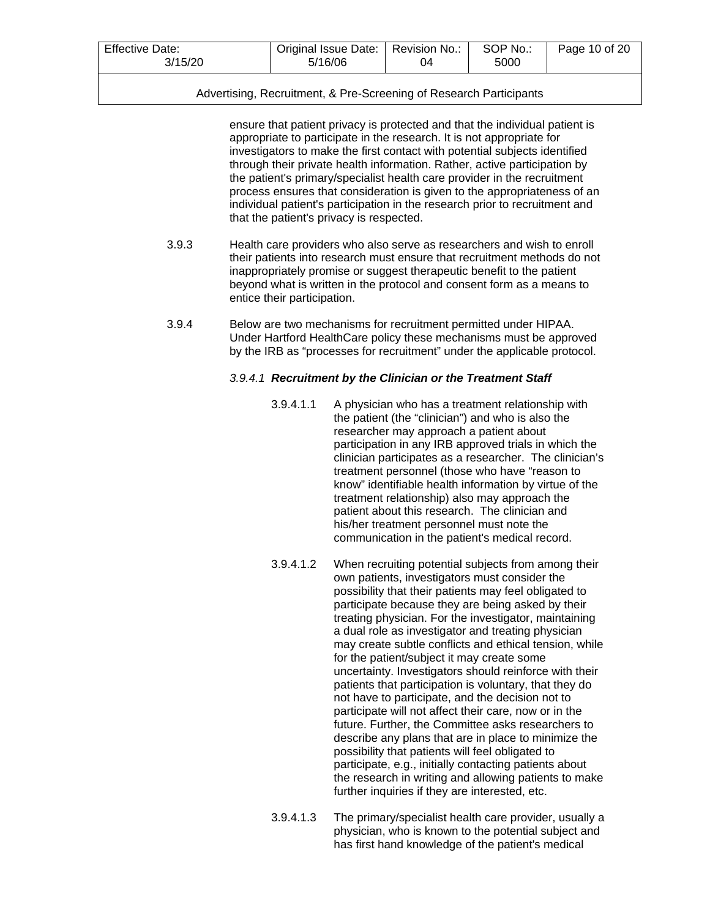ensure that patient privacy is protected and that the individual patient is appropriate to participate in the research. It is not appropriate for investigators to make the first contact with potential subjects identified through their private health information. Rather, active participation by the patient's primary/specialist health care provider in the recruitment process ensures that consideration is given to the appropriateness of an individual patient's participation in the research prior to recruitment and that the patient's privacy is respected.

3.9.3 Health care providers who also serve as researchers and wish to enroll their patients into research must ensure that recruitment methods do not inappropriately promise or suggest therapeutic benefit to the patient beyond what is written in the protocol and consent form as a means to entice their participation.

3.9.4 Below are two mechanisms for recruitment permitted under HIPAA. Under Hartford HealthCare policy these mechanisms must be approved by the IRB as “processes for recruitment” under the applicable protocol.

*3.9.4.1* ***Recruitment by the Clinician or the Treatment Staff***

3.9.4.1.1 A physician who has a treatment relationship with the patient (the “clinician”) and who is also the researcher may approach a patient about participation in any IRB approved trials in which the clinician participates as a researcher. The clinician’s treatment personnel (those who have “reason to know” identifiable health information by virtue of the treatment relationship) also may approach the patient about this research. The clinician and his/her treatment personnel must note the communication in the patient's medical record.

3.9.4.1.2 When recruiting potential subjects from among their own patients, investigators must consider the possibility that their patients may feel obligated to participate because they are being asked by their treating physician. For the investigator, maintaining a dual role as investigator and treating physician may create subtle conflicts and ethical tension, while for the patient/subject it may create some uncertainty. Investigators should reinforce with their patients that participation is voluntary, that they do not have to participate, and the decision not to participate will not affect their care, now or in the future. Further, the Committee asks researchers to describe any plans that are in place to minimize the possibility that patients will feel obligated to participate, e.g., initially contacting patients about the research in writing and allowing patients to make further inquiries if they are interested, etc.

3.9.4.1.3 The primary/specialist health care provider, usually a physician, who is known to the potential subject and has first hand knowledge of the patient's medical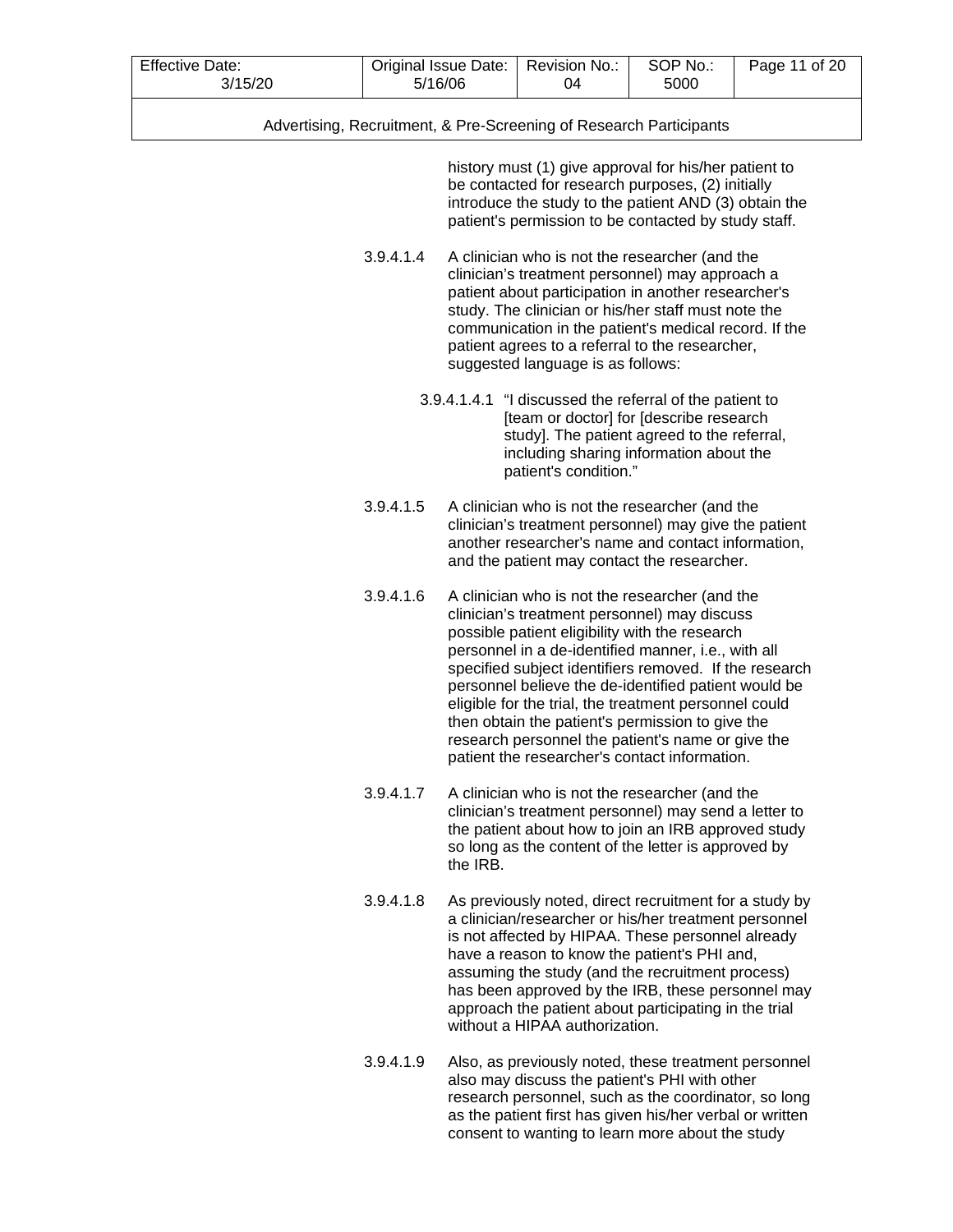history must (1) give approval for his/her patient to be contacted for research purposes, (2) initially introduce the study to the patient AND (3) obtain the patient's permission to be contacted by study staff.

3.9.4.1.4 A clinician who is not the researcher (and the clinician's treatment personnel) may approach a patient about participation in another researcher's study. The clinician or his/her staff must note the communication in the patient's medical record. If the patient agrees to a referral to the researcher, suggested language is as follows:

3.9.4.1.4.1 "I discussed the referral of the patient to [team or doctor] for [describe research study]. The patient agreed to the referral, including sharing information about the patient's condition."

3.9.4.1.5 A clinician who is not the researcher (and the clinician's treatment personnel) may give the patient another researcher's name and contact information, and the patient may contact the researcher.

3.9.4.1.6 A clinician who is not the researcher (and the clinician's treatment personnel) may discuss possible patient eligibility with the research personnel in a de-identified manner, i.e., with all specified subject identifiers removed. If the research personnel believe the de-identified patient would be eligible for the trial, the treatment personnel could then obtain the patient's permission to give the research personnel the patient's name or give the patient the researcher's contact information.

3.9.4.1.7 A clinician who is not the researcher (and the clinician's treatment personnel) may send a letter to the patient about how to join an IRB approved study so long as the content of the letter is approved by the IRB.

3.9.4.1.8 As previously noted, direct recruitment for a study by a clinician/researcher or his/her treatment personnel is not affected by HIPAA. These personnel already have a reason to know the patient's PHI and, assuming the study (and the recruitment process) has been approved by the IRB, these personnel may approach the patient about participating in the trial without a HIPAA authorization.

3.9.4.1.9 Also, as previously noted, these treatment personnel also may discuss the patient's PHI with other research personnel, such as the coordinator, so long as the patient first has given his/her verbal or written consent to wanting to learn more about the study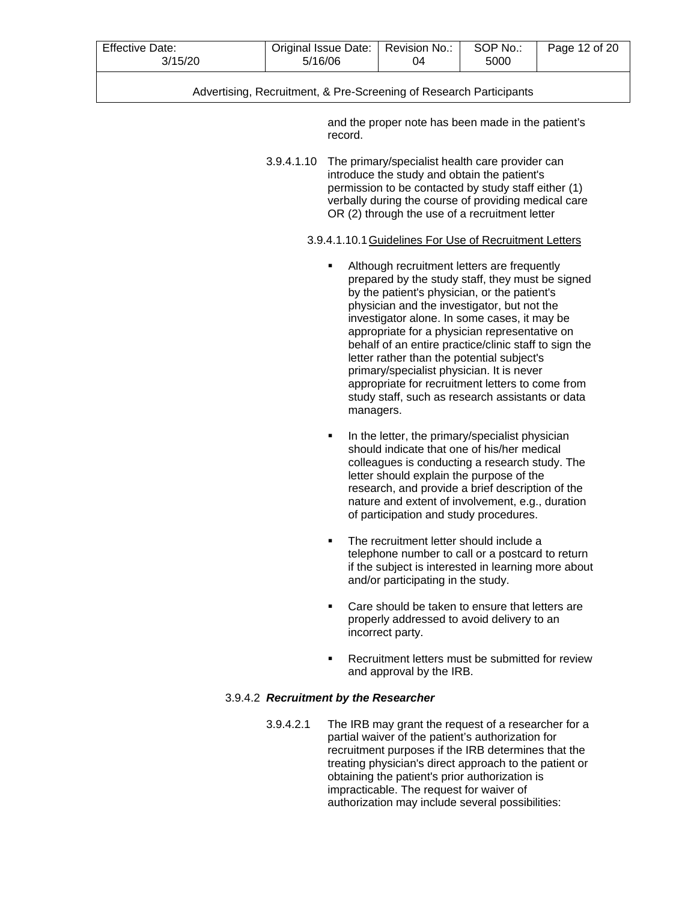and the proper note has been made in the patient's record.

3.9.4.1.10 The primary/specialist health care provider can introduce the study and obtain the patient's permission to be contacted by study staff either (1) verbally during the course of providing medical care OR (2) through the use of a recruitment letter

3.9.4.1.10.1 Guidelines For Use of Recruitment Letters

- Although recruitment letters are frequently prepared by the study staff, they must be signed by the patient's physician, or the patient's physician and the investigator, but not the investigator alone. In some cases, it may be appropriate for a physician representative on behalf of an entire practice/clinic staff to sign the letter rather than the potential subject's primary/specialist physician. It is never appropriate for recruitment letters to come from study staff, such as research assistants or data managers.
- In the letter, the primary/specialist physician should indicate that one of his/her medical colleagues is conducting a research study. The letter should explain the purpose of the research, and provide a brief description of the nature and extent of involvement, e.g., duration of participation and study procedures.
- The recruitment letter should include a telephone number to call or a postcard to return if the subject is interested in learning more about and/or participating in the study.
- Care should be taken to ensure that letters are properly addressed to avoid delivery to an incorrect party.
- Recruitment letters must be submitted for review and approval by the IRB.

3.9.4.2 ***Recruitment by the Researcher***

3.9.4.2.1 The IRB may grant the request of a researcher for a partial waiver of the patient's authorization for recruitment purposes if the IRB determines that the treating physician's direct approach to the patient or obtaining the patient's prior authorization is impracticable. The request for waiver of authorization may include several possibilities: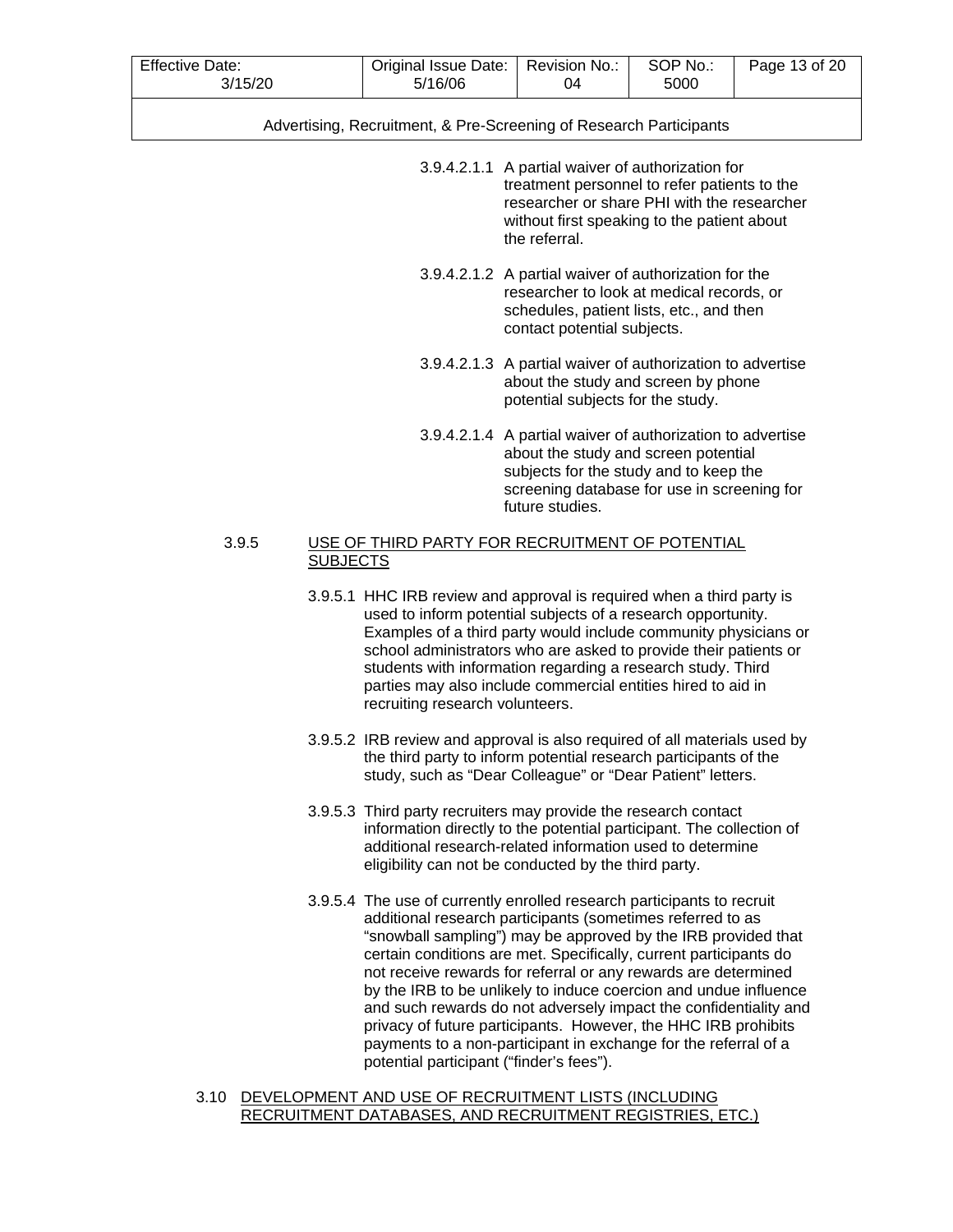3.9.4.2.1.1 A partial waiver of authorization for treatment personnel to refer patients to the researcher or share PHI with the researcher without first speaking to the patient about the referral.

3.9.4.2.1.2 A partial waiver of authorization for the researcher to look at medical records, or schedules, patient lists, etc., and then contact potential subjects.

3.9.4.2.1.3 A partial waiver of authorization to advertise about the study and screen by phone potential subjects for the study.

3.9.4.2.1.4 A partial waiver of authorization to advertise about the study and screen potential subjects for the study and to keep the screening database for use in screening for future studies.

3.9.5 USE OF THIRD PARTY FOR RECRUITMENT OF POTENTIAL SUBJECTS

3.9.5.1 HHC IRB review and approval is required when a third party is used to inform potential subjects of a research opportunity. Examples of a third party would include community physicians or school administrators who are asked to provide their patients or students with information regarding a research study. Third parties may also include commercial entities hired to aid in recruiting research volunteers.

3.9.5.2 IRB review and approval is also required of all materials used by the third party to inform potential research participants of the study, such as "Dear Colleague" or "Dear Patient" letters.

3.9.5.3 Third party recruiters may provide the research contact information directly to the potential participant. The collection of additional research-related information used to determine eligibility can not be conducted by the third party.

3.9.5.4 The use of currently enrolled research participants to recruit additional research participants (sometimes referred to as "snowball sampling") may be approved by the IRB provided that certain conditions are met. Specifically, current participants do not receive rewards for referral or any rewards are determined by the IRB to be unlikely to induce coercion and undue influence and such rewards do not adversely impact the confidentiality and privacy of future participants. However, the HHC IRB prohibits payments to a non-participant in exchange for the referral of a potential participant ("finder's fees").

3.10 DEVELOPMENT AND USE OF RECRUITMENT LISTS (INCLUDING RECRUITMENT DATABASES, AND RECRUITMENT REGISTRIES, ETC.)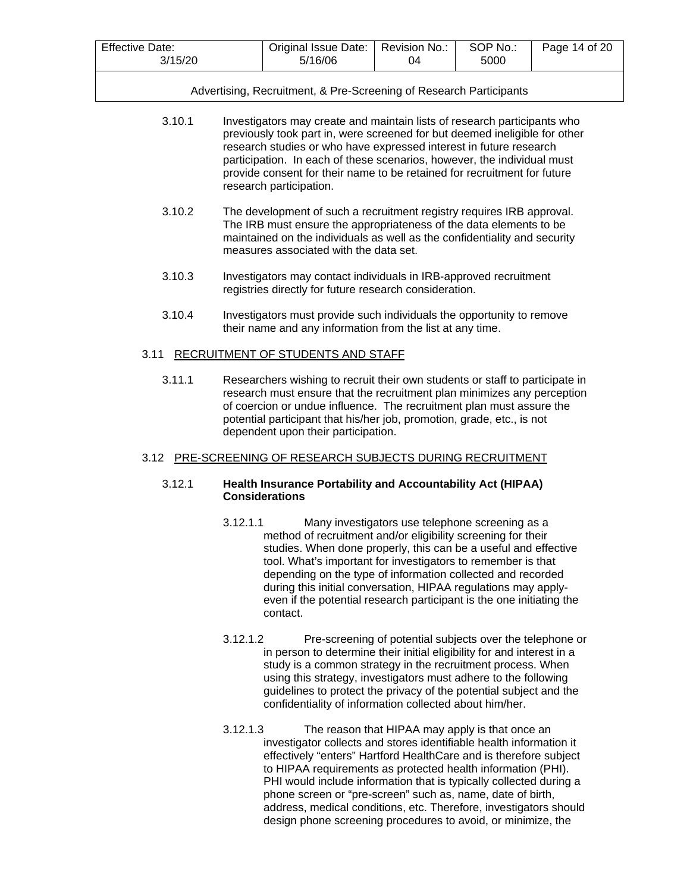3.10.1 Investigators may create and maintain lists of research participants who previously took part in, were screened for but deemed ineligible for other research studies or who have expressed interest in future research participation. In each of these scenarios, however, the individual must provide consent for their name to be retained for recruitment for future research participation.

3.10.2 The development of such a recruitment registry requires IRB approval. The IRB must ensure the appropriateness of the data elements to be maintained on the individuals as well as the confidentiality and security measures associated with the data set.

3.10.3 Investigators may contact individuals in IRB-approved recruitment registries directly for future research consideration.

3.10.4 Investigators must provide such individuals the opportunity to remove their name and any information from the list at any time.

## 3.11 RECRUITMENT OF STUDENTS AND STAFF

3.11.1 Researchers wishing to recruit their own students or staff to participate in research must ensure that the recruitment plan minimizes any perception of coercion or undue influence. The recruitment plan must assure the potential participant that his/her job, promotion, grade, etc., is not dependent upon their participation.

## 3.12 PRE-SCREENING OF RESEARCH SUBJECTS DURING RECRUITMENT

### 3.12.1 Health Insurance Portability and Accountability Act (HIPAA) Considerations

3.12.1.1 Many investigators use telephone screening as a method of recruitment and/or eligibility screening for their studies. When done properly, this can be a useful and effective tool. What's important for investigators to remember is that depending on the type of information collected and recorded during this initial conversation, HIPAA regulations may apply- even if the potential research participant is the one initiating the contact.

3.12.1.2 Pre-screening of potential subjects over the telephone or in person to determine their initial eligibility for and interest in a study is a common strategy in the recruitment process. When using this strategy, investigators must adhere to the following guidelines to protect the privacy of the potential subject and the confidentiality of information collected about him/her.

3.12.1.3 The reason that HIPAA may apply is that once an investigator collects and stores identifiable health information it effectively "enters" Hartford HealthCare and is therefore subject to HIPAA requirements as protected health information (PHI). PHI would include information that is typically collected during a phone screen or "pre-screen" such as, name, date of birth, address, medical conditions, etc. Therefore, investigators should design phone screening procedures to avoid, or minimize, the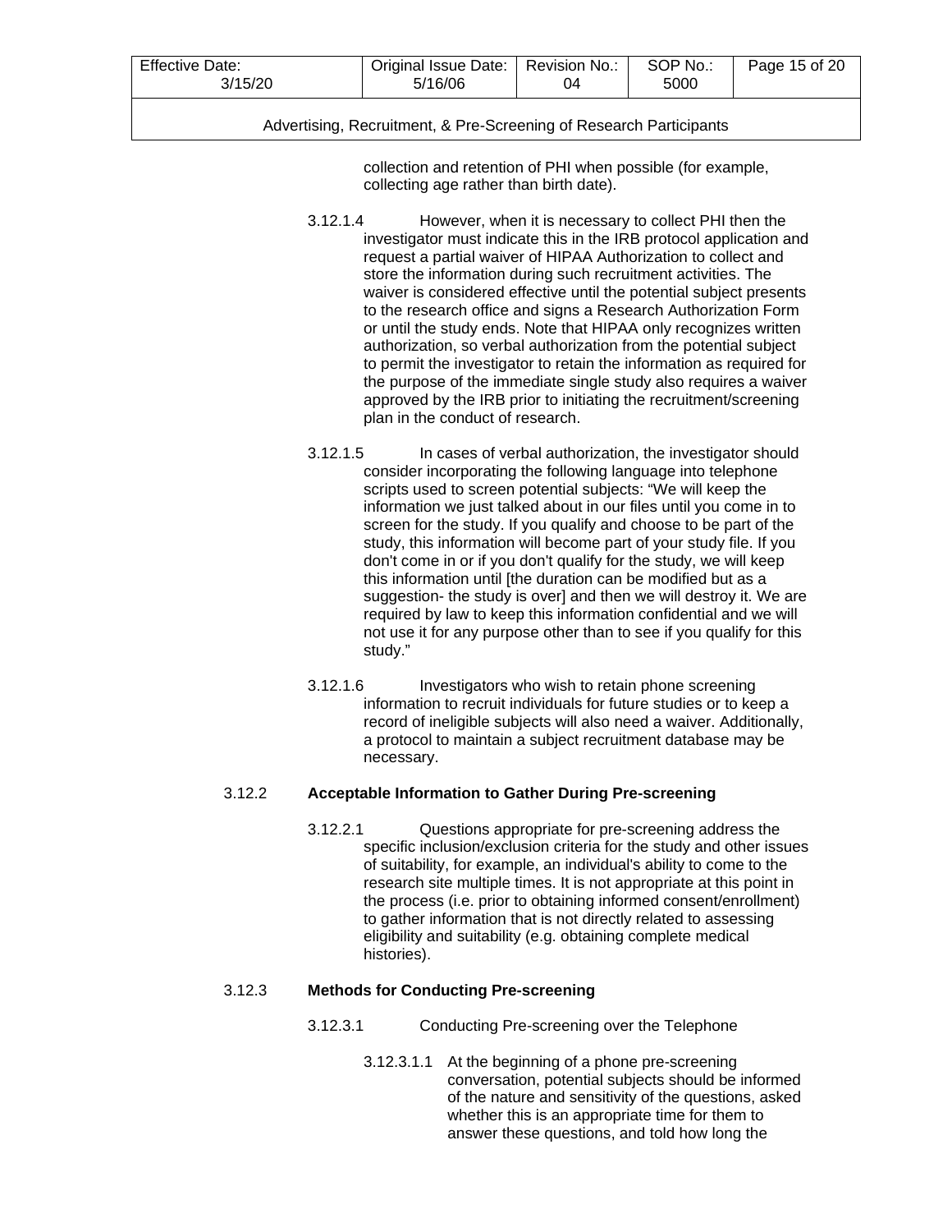collection and retention of PHI when possible (for example, collecting age rather than birth date).

3.12.1.4 However, when it is necessary to collect PHI then the investigator must indicate this in the IRB protocol application and request a partial waiver of HIPAA Authorization to collect and store the information during such recruitment activities. The waiver is considered effective until the potential subject presents to the research office and signs a Research Authorization Form or until the study ends. Note that HIPAA only recognizes written authorization, so verbal authorization from the potential subject to permit the investigator to retain the information as required for the purpose of the immediate single study also requires a waiver approved by the IRB prior to initiating the recruitment/screening plan in the conduct of research.

3.12.1.5 In cases of verbal authorization, the investigator should consider incorporating the following language into telephone scripts used to screen potential subjects: "We will keep the information we just talked about in our files until you come in to screen for the study. If you qualify and choose to be part of the study, this information will become part of your study file. If you don't come in or if you don't qualify for the study, we will keep this information until [the duration can be modified but as a suggestion- the study is over] and then we will destroy it. We are required by law to keep this information confidential and we will not use it for any purpose other than to see if you qualify for this study."

3.12.1.6 Investigators who wish to retain phone screening information to recruit individuals for future studies or to keep a record of ineligible subjects will also need a waiver. Additionally, a protocol to maintain a subject recruitment database may be necessary.

3.12.2 **Acceptable Information to Gather During Pre-screening**

3.12.2.1 Questions appropriate for pre-screening address the specific inclusion/exclusion criteria for the study and other issues of suitability, for example, an individual's ability to come to the research site multiple times. It is not appropriate at this point in the process (i.e. prior to obtaining informed consent/enrollment) to gather information that is not directly related to assessing eligibility and suitability (e.g. obtaining complete medical histories).

3.12.3 **Methods for Conducting Pre-screening**

3.12.3.1 Conducting Pre-screening over the Telephone

3.12.3.1.1 At the beginning of a phone pre-screening conversation, potential subjects should be informed of the nature and sensitivity of the questions, asked whether this is an appropriate time for them to answer these questions, and told how long the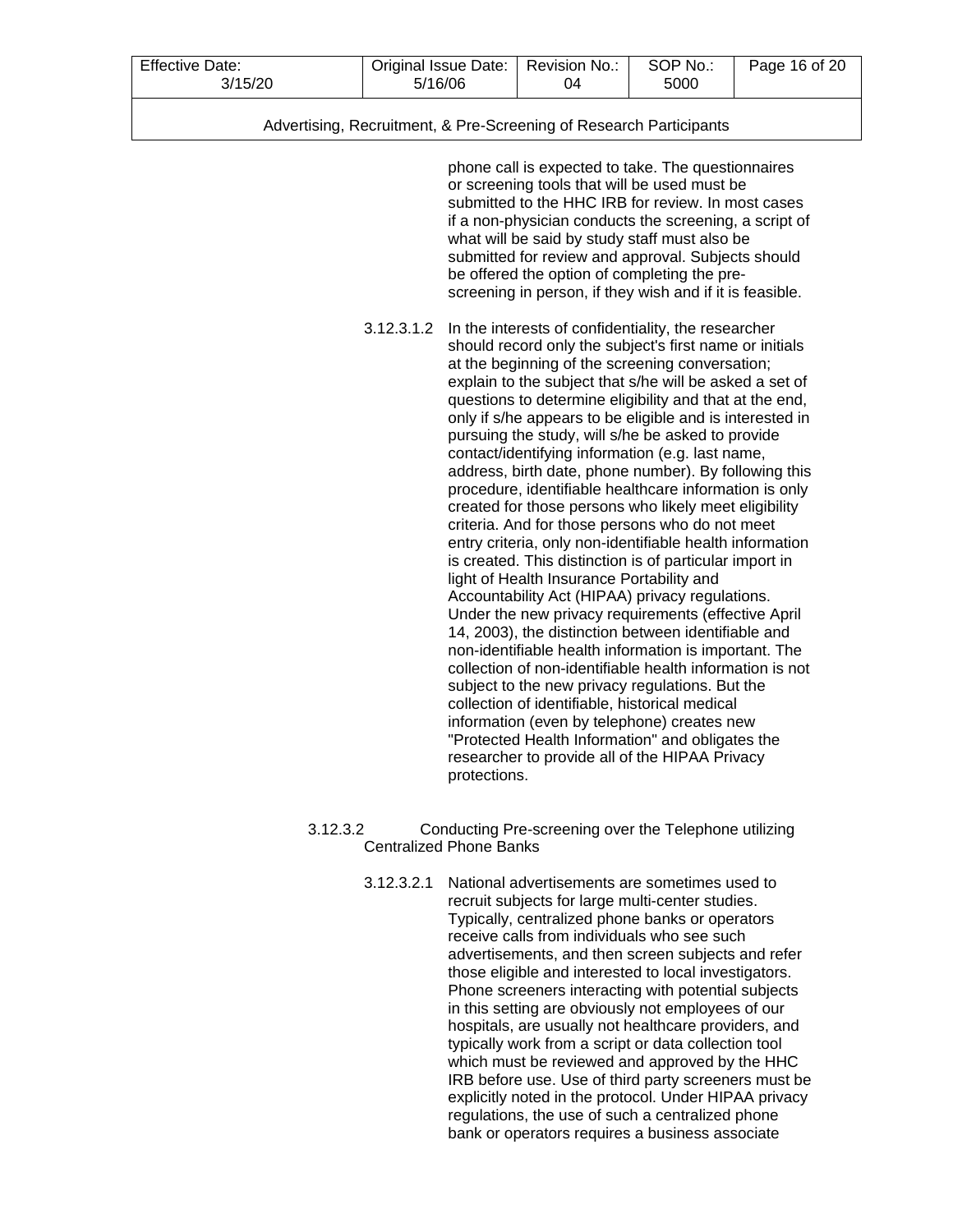phone call is expected to take. The questionnaires or screening tools that will be used must be submitted to the HHC IRB for review. In most cases if a non-physician conducts the screening, a script of what will be said by study staff must also be submitted for review and approval. Subjects should be offered the option of completing the pre-screening in person, if they wish and if it is feasible.

3.12.3.1.2 In the interests of confidentiality, the researcher should record only the subject's first name or initials at the beginning of the screening conversation; explain to the subject that s/he will be asked a set of questions to determine eligibility and that at the end, only if s/he appears to be eligible and is interested in pursuing the study, will s/he be asked to provide contact/identifying information (e.g. last name, address, birth date, phone number). By following this procedure, identifiable healthcare information is only created for those persons who likely meet eligibility criteria. And for those persons who do not meet entry criteria, only non-identifiable health information is created. This distinction is of particular import in light of Health Insurance Portability and Accountability Act (HIPAA) privacy regulations. Under the new privacy requirements (effective April 14, 2003), the distinction between identifiable and non-identifiable health information is important. The collection of non-identifiable health information is not subject to the new privacy regulations. But the collection of identifiable, historical medical information (even by telephone) creates new "Protected Health Information" and obligates the researcher to provide all of the HIPAA Privacy protections.

3.12.3.2 Conducting Pre-screening over the Telephone utilizing Centralized Phone Banks

3.12.3.2.1 National advertisements are sometimes used to recruit subjects for large multi-center studies. Typically, centralized phone banks or operators receive calls from individuals who see such advertisements, and then screen subjects and refer those eligible and interested to local investigators. Phone screeners interacting with potential subjects in this setting are obviously not employees of our hospitals, are usually not healthcare providers, and typically work from a script or data collection tool which must be reviewed and approved by the HHC IRB before use. Use of third party screeners must be explicitly noted in the protocol. Under HIPAA privacy regulations, the use of such a centralized phone bank or operators requires a business associate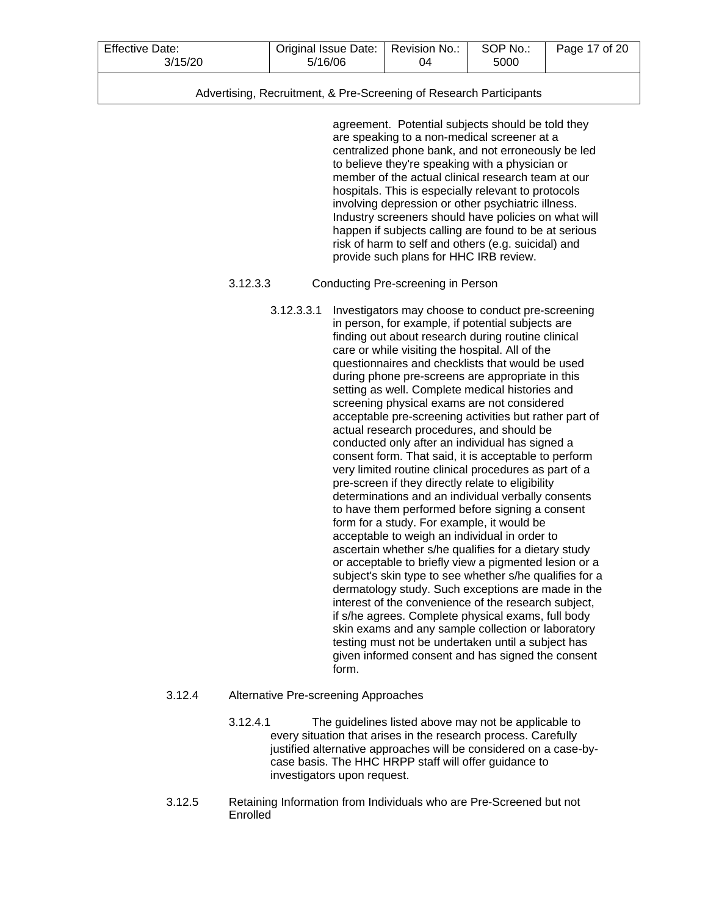agreement. Potential subjects should be told they are speaking to a non-medical screener at a centralized phone bank, and not erroneously be led to believe they're speaking with a physician or member of the actual clinical research team at our hospitals. This is especially relevant to protocols involving depression or other psychiatric illness. Industry screeners should have policies on what will happen if subjects calling are found to be at serious risk of harm to self and others (e.g. suicidal) and provide such plans for HHC IRB review.

3.12.3.3 Conducting Pre-screening in Person

3.12.3.3.1 Investigators may choose to conduct pre-screening in person, for example, if potential subjects are finding out about research during routine clinical care or while visiting the hospital. All of the questionnaires and checklists that would be used during phone pre-screens are appropriate in this setting as well. Complete medical histories and screening physical exams are not considered acceptable pre-screening activities but rather part of actual research procedures, and should be conducted only after an individual has signed a consent form. That said, it is acceptable to perform very limited routine clinical procedures as part of a pre-screen if they directly relate to eligibility determinations and an individual verbally consents to have them performed before signing a consent form for a study. For example, it would be acceptable to weigh an individual in order to ascertain whether s/he qualifies for a dietary study or acceptable to briefly view a pigmented lesion or a subject's skin type to see whether s/he qualifies for a dermatology study. Such exceptions are made in the interest of the convenience of the research subject, if s/he agrees. Complete physical exams, full body skin exams and any sample collection or laboratory testing must not be undertaken until a subject has given informed consent and has signed the consent form.

3.12.4 Alternative Pre-screening Approaches

3.12.4.1 The guidelines listed above may not be applicable to every situation that arises in the research process. Carefully justified alternative approaches will be considered on a case-by-case basis. The HHC HRPP staff will offer guidance to investigators upon request.

3.12.5 Retaining Information from Individuals who are Pre-Screened but not Enrolled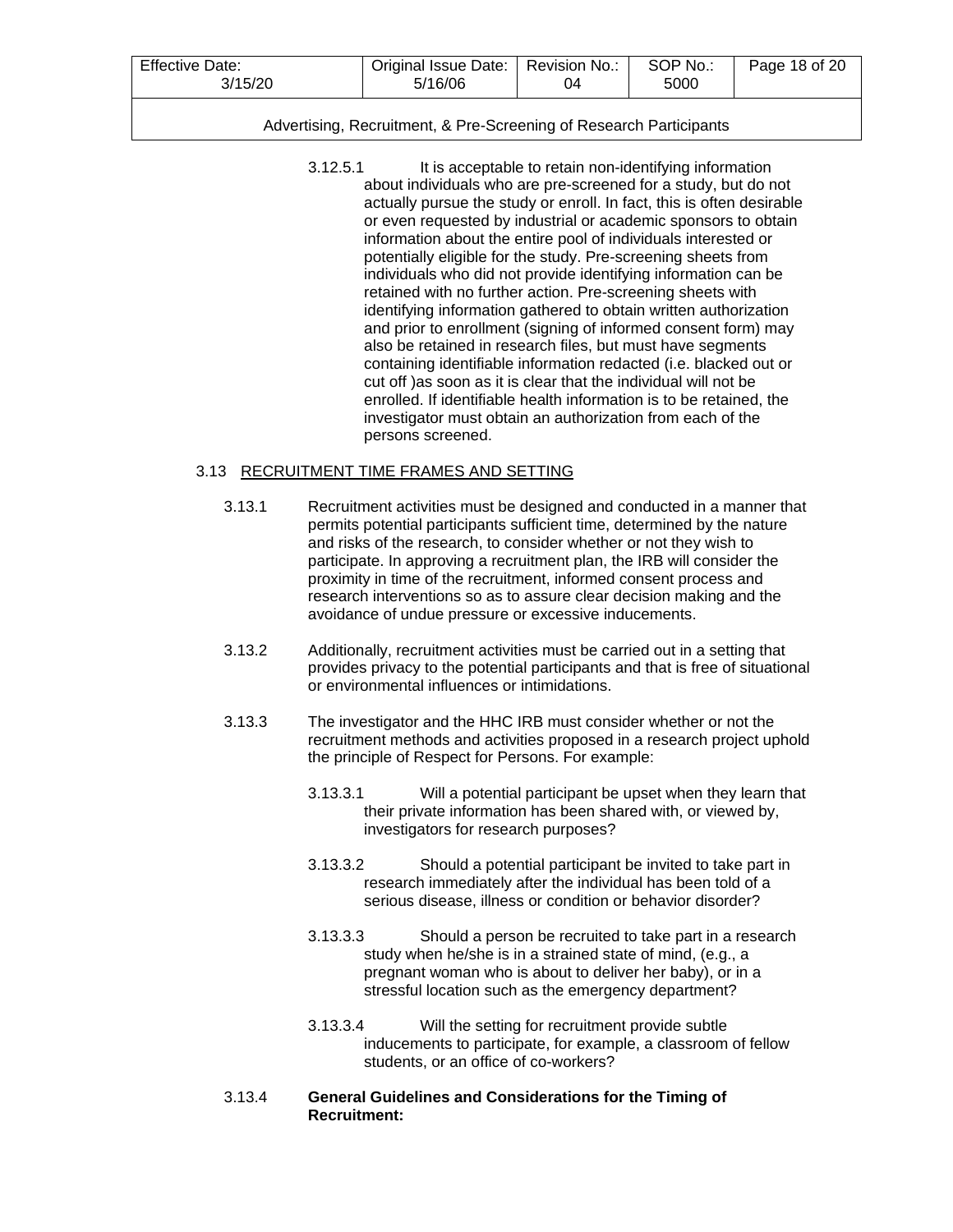3.12.5.1 It is acceptable to retain non-identifying information about individuals who are pre-screened for a study, but do not actually pursue the study or enroll. In fact, this is often desirable or even requested by industrial or academic sponsors to obtain information about the entire pool of individuals interested or potentially eligible for the study. Pre-screening sheets from individuals who did not provide identifying information can be retained with no further action. Pre-screening sheets with identifying information gathered to obtain written authorization and prior to enrollment (signing of informed consent form) may also be retained in research files, but must have segments containing identifiable information redacted (i.e. blacked out or cut off )as soon as it is clear that the individual will not be enrolled. If identifiable health information is to be retained, the investigator must obtain an authorization from each of the persons screened.

## 3.13 RECRUITMENT TIME FRAMES AND SETTING

3.13.1 Recruitment activities must be designed and conducted in a manner that permits potential participants sufficient time, determined by the nature and risks of the research, to consider whether or not they wish to participate. In approving a recruitment plan, the IRB will consider the proximity in time of the recruitment, informed consent process and research interventions so as to assure clear decision making and the avoidance of undue pressure or excessive inducements.

3.13.2 Additionally, recruitment activities must be carried out in a setting that provides privacy to the potential participants and that is free of situational or environmental influences or intimidations.

3.13.3 The investigator and the HHC IRB must consider whether or not the recruitment methods and activities proposed in a research project uphold the principle of Respect for Persons. For example:

3.13.3.1 Will a potential participant be upset when they learn that their private information has been shared with, or viewed by, investigators for research purposes?

3.13.3.2 Should a potential participant be invited to take part in research immediately after the individual has been told of a serious disease, illness or condition or behavior disorder?

3.13.3.3 Should a person be recruited to take part in a research study when he/she is in a strained state of mind, (e.g., a pregnant woman who is about to deliver her baby), or in a stressful location such as the emergency department?

3.13.3.4 Will the setting for recruitment provide subtle inducements to participate, for example, a classroom of fellow students, or an office of co-workers?

3.13.4 **General Guidelines and Considerations for the Timing of Recruitment:**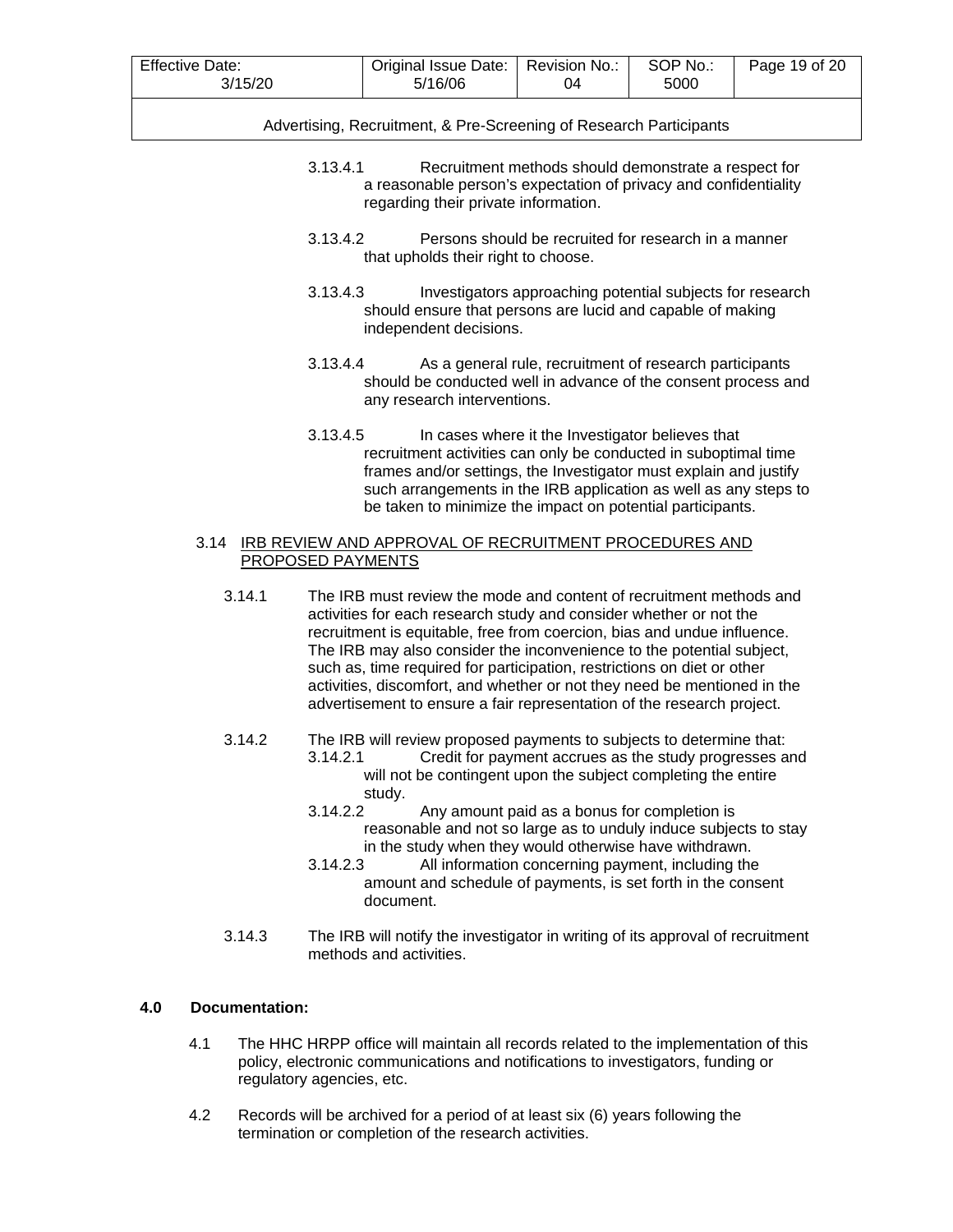3.13.4.1 Recruitment methods should demonstrate a respect for a reasonable person's expectation of privacy and confidentiality regarding their private information.

3.13.4.2 Persons should be recruited for research in a manner that upholds their right to choose.

3.13.4.3 Investigators approaching potential subjects for research should ensure that persons are lucid and capable of making independent decisions.

3.13.4.4 As a general rule, recruitment of research participants should be conducted well in advance of the consent process and any research interventions.

3.13.4.5 In cases where it the Investigator believes that recruitment activities can only be conducted in suboptimal time frames and/or settings, the Investigator must explain and justify such arrangements in the IRB application as well as any steps to be taken to minimize the impact on potential participants.

3.14 IRB REVIEW AND APPROVAL OF RECRUITMENT PROCEDURES AND PROPOSED PAYMENTS

3.14.1 The IRB must review the mode and content of recruitment methods and activities for each research study and consider whether or not the recruitment is equitable, free from coercion, bias and undue influence. The IRB may also consider the inconvenience to the potential subject, such as, time required for participation, restrictions on diet or other activities, discomfort, and whether or not they need be mentioned in the advertisement to ensure a fair representation of the research project.

3.14.2 The IRB will review proposed payments to subjects to determine that:

3.14.2.1 Credit for payment accrues as the study progresses and will not be contingent upon the subject completing the entire study.

3.14.2.2 Any amount paid as a bonus for completion is reasonable and not so large as to unduly induce subjects to stay in the study when they would otherwise have withdrawn.

3.14.2.3 All information concerning payment, including the amount and schedule of payments, is set forth in the consent document.

3.14.3 The IRB will notify the investigator in writing of its approval of recruitment methods and activities.

## 4.0 Documentation:

4.1 The HHC HRPP office will maintain all records related to the implementation of this policy, electronic communications and notifications to investigators, funding or regulatory agencies, etc.

4.2 Records will be archived for a period of at least six (6) years following the termination or completion of the research activities.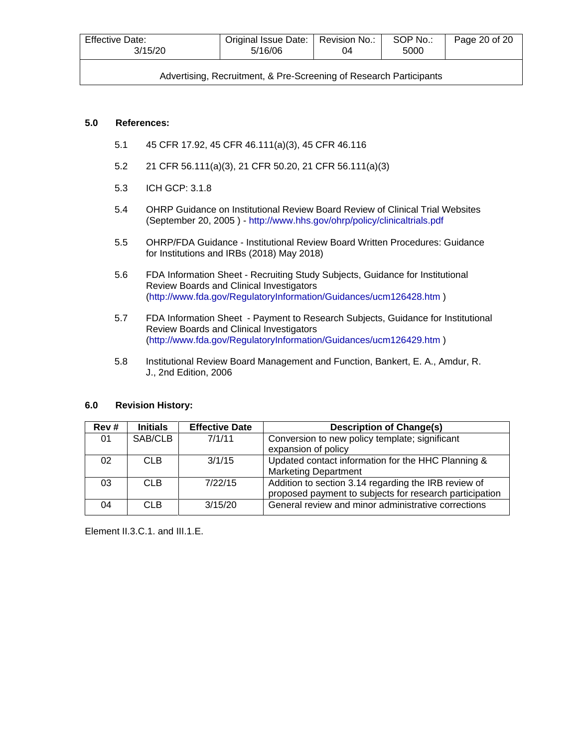## 5.0 References:

5.1 45 CFR 17.92, 45 CFR 46.111(a)(3), 45 CFR 46.116

5.2 21 CFR 56.111(a)(3), 21 CFR 50.20, 21 CFR 56.111(a)(3)

5.3 ICH GCP: 3.1.8

5.4 OHRP Guidance on Institutional Review Board Review of Clinical Trial Websites (September 20, 2005 ) - http://www.hhs.gov/ohrp/policy/clinicaltrials.pdf

5.5 OHRP/FDA Guidance - Institutional Review Board Written Procedures: Guidance for Institutions and IRBs (2018) May 2018)

5.6 FDA Information Sheet - Recruiting Study Subjects, Guidance for Institutional Review Boards and Clinical Investigators (http://www.fda.gov/RegulatoryInformation/Guidances/ucm126428.htm )

5.7 FDA Information Sheet - Payment to Research Subjects, Guidance for Institutional Review Boards and Clinical Investigators (http://www.fda.gov/RegulatoryInformation/Guidances/ucm126429.htm )

5.8 Institutional Review Board Management and Function, Bankert, E. A., Amdur, R. J., 2nd Edition, 2006

## 6.0 Revision History:

| Rev # | Initials | Effective Date | Description of Change(s) |
|---|---|---|---|
| 01 | SAB/CLB | 7/1/11 | Conversion to new policy template; significant expansion of policy |
| 02 | CLB | 3/1/15 | Updated contact information for the HHC Planning & Marketing Department |
| 03 | CLB | 7/22/15 | Addition to section 3.14 regarding the IRB review of proposed payment to subjects for research participation |
| 04 | CLB | 3/15/20 | General review and minor administrative corrections |

Element II.3.C.1. and III.1.E.